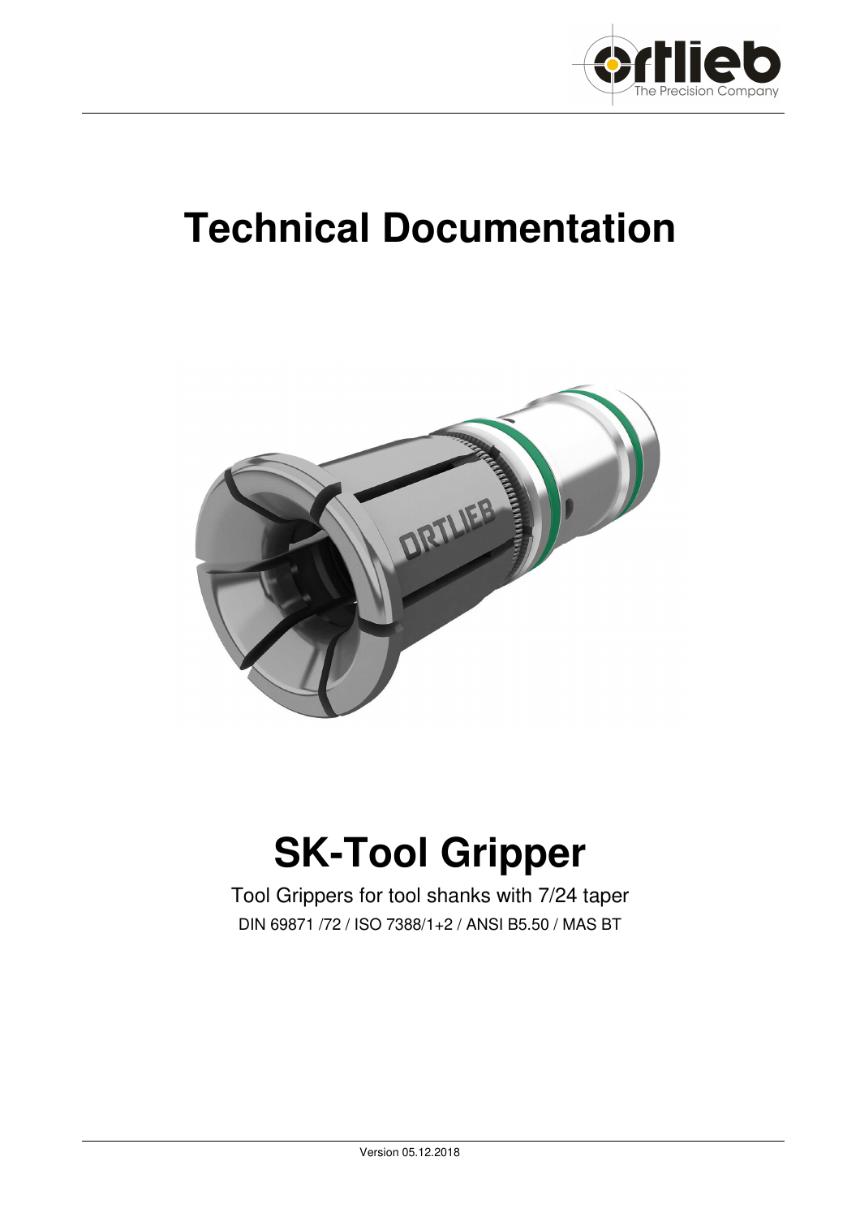# Technical Documentation

# SK-Tool Gripper

Tool Grippers for tool shanks with 7/24 taper

DIN 69871 /72 / ISO 7388/1+2 / ANSI B5.50 / MAS BT

Version 05.12.2018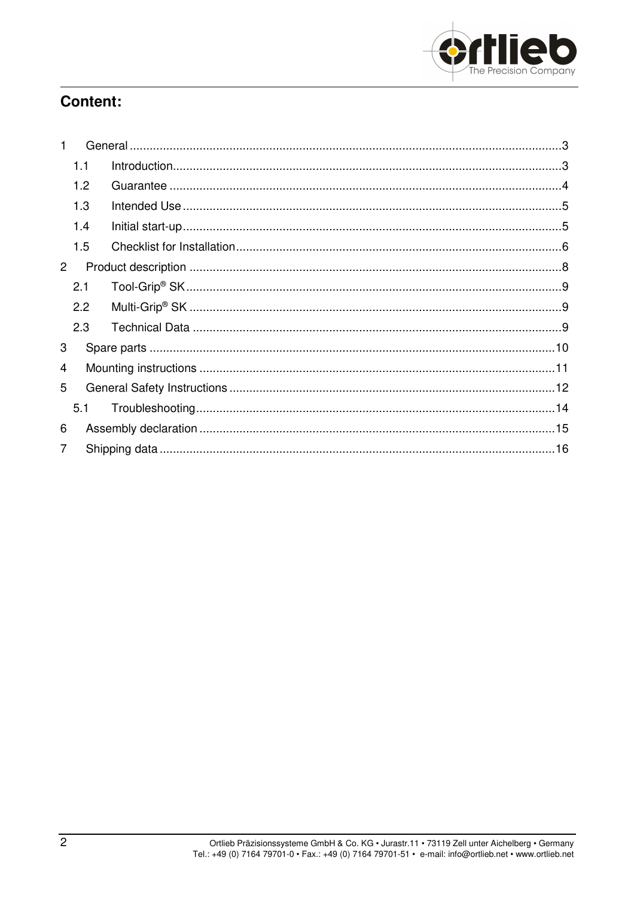## Content:

| | | |
|---|---|---|
| 1 | General | 3 |
| 1.1 | Introduction | 3 |
| 1.2 | Guarantee | 4 |
| 1.3 | Intended Use | 5 |
| 1.4 | Initial start-up | 5 |
| 1.5 | Checklist for Installation | 6 |
| 2 | Product description | 8 |
| 2.1 | Tool-Grip® SK | 9 |
| 2.2 | Multi-Grip® SK | 9 |
| 2.3 | Technical Data | 9 |
| 3 | Spare parts | 10 |
| 4 | Mounting instructions | 11 |
| 5 | General Safety Instructions | 12 |
| 5.1 | Troubleshooting | 14 |
| 6 | Assembly declaration | 15 |
| 7 | Shipping data | 16 |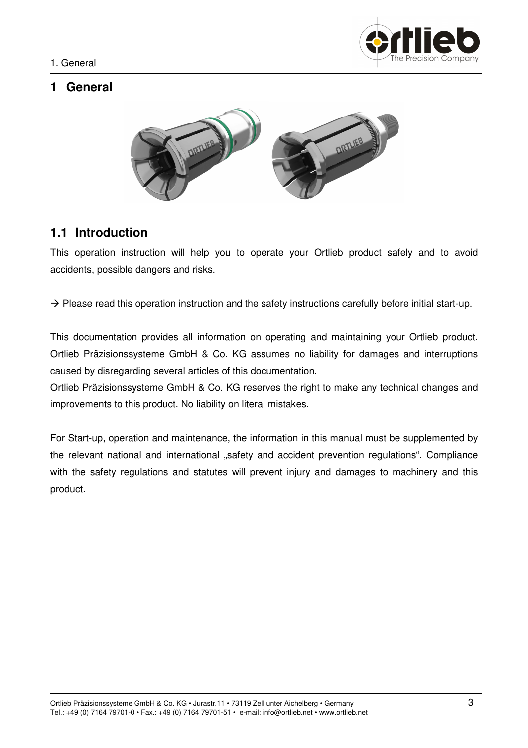# 1 General

## 1.1 Introduction

This operation instruction will help you to operate your Ortlieb product safely and to avoid accidents, possible dangers and risks.

→ Please read this operation instruction and the safety instructions carefully before initial start-up.

This documentation provides all information on operating and maintaining your Ortlieb product. Ortlieb Präzisionssysteme GmbH & Co. KG assumes no liability for damages and interruptions caused by disregarding several articles of this documentation.
Ortlieb Präzisionssysteme GmbH & Co. KG reserves the right to make any technical changes and improvements to this product. No liability on literal mistakes.

For Start-up, operation and maintenance, the information in this manual must be supplemented by the relevant national and international „safety and accident prevention regulations". Compliance with the safety regulations and statutes will prevent injury and damages to machinery and this product.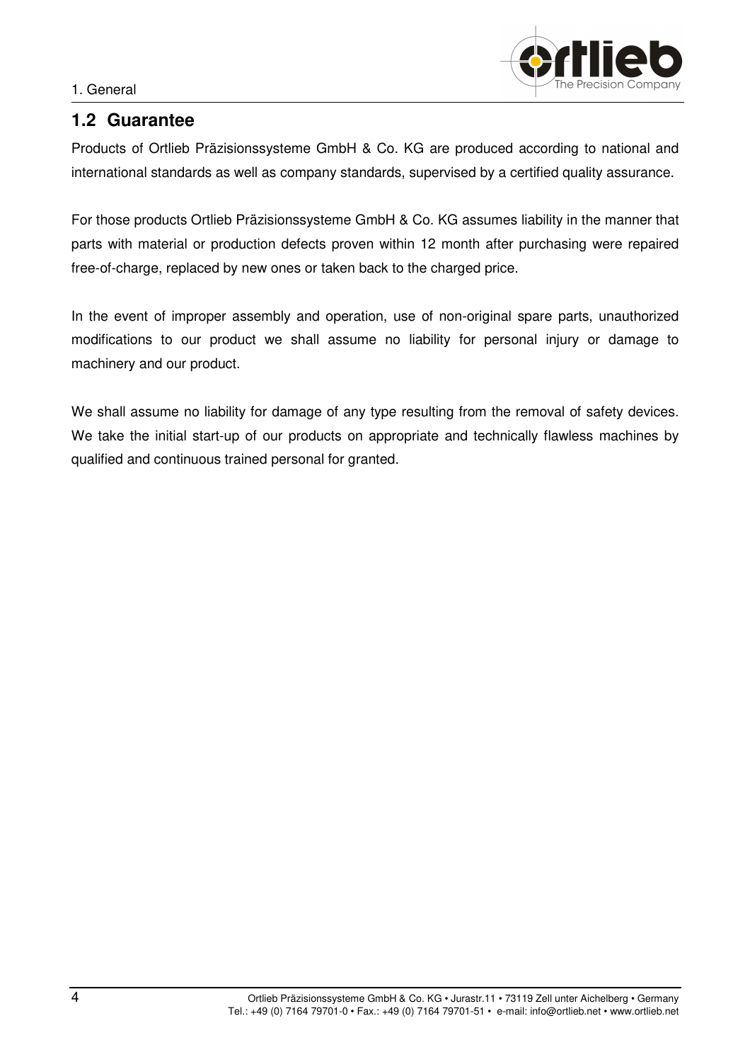## 1.2 Guarantee

Products of Ortlieb Präzisionssysteme GmbH & Co. KG are produced according to national and international standards as well as company standards, supervised by a certified quality assurance.

For those products Ortlieb Präzisionssysteme GmbH & Co. KG assumes liability in the manner that parts with material or production defects proven within 12 month after purchasing were repaired free-of-charge, replaced by new ones or taken back to the charged price.

In the event of improper assembly and operation, use of non-original spare parts, unauthorized modifications to our product we shall assume no liability for personal injury or damage to machinery and our product.

We shall assume no liability for damage of any type resulting from the removal of safety devices. We take the initial start-up of our products on appropriate and technically flawless machines by qualified and continuous trained personal for granted.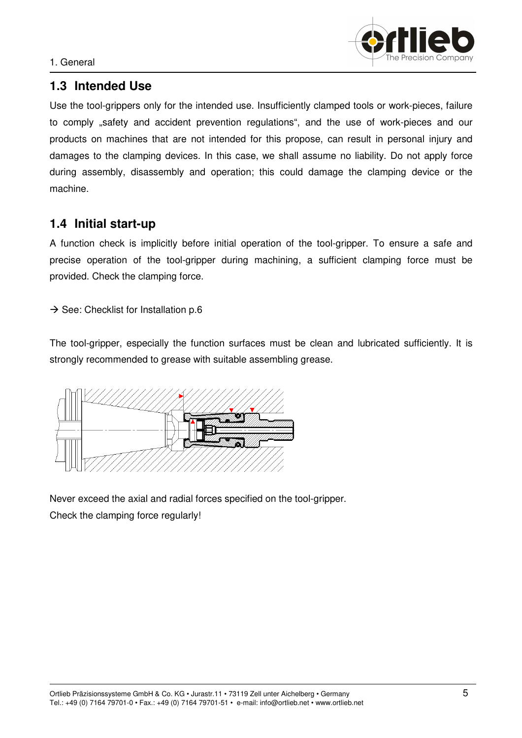## 1.3 Intended Use

Use the tool-grippers only for the intended use. Insufficiently clamped tools or work-pieces, failure to comply „safety and accident prevention regulations", and the use of work-pieces and our products on machines that are not intended for this propose, can result in personal injury and damages to the clamping devices. In this case, we shall assume no liability. Do not apply force during assembly, disassembly and operation; this could damage the clamping device or the machine.

## 1.4 Initial start-up

A function check is implicitly before initial operation of the tool-gripper. To ensure a safe and precise operation of the tool-gripper during machining, a sufficient clamping force must be provided. Check the clamping force.

→ See: Checklist for Installation p.6

The tool-gripper, especially the function surfaces must be clean and lubricated sufficiently. It is strongly recommended to grease with suitable assembling grease.

Never exceed the axial and radial forces specified on the tool-gripper.
Check the clamping force regularly!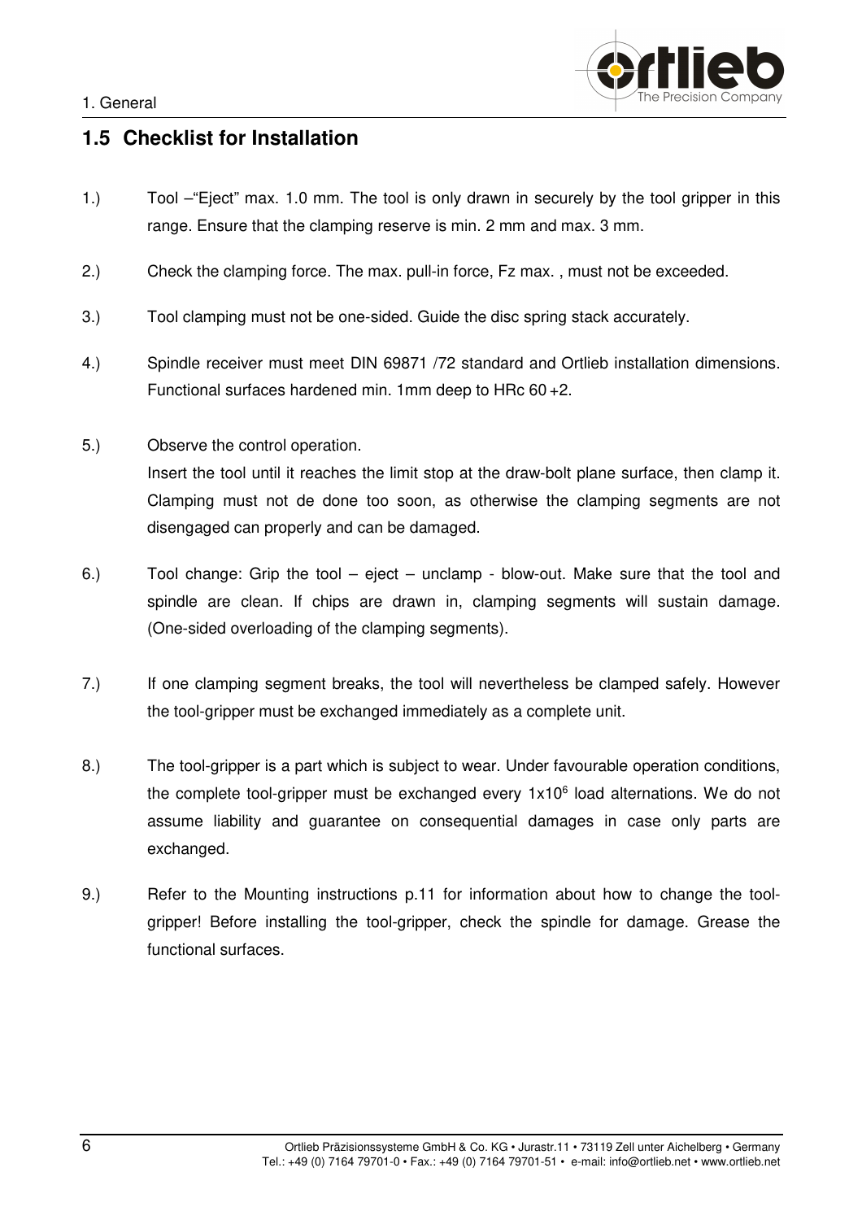## 1.5 Checklist for Installation

1.) Tool –"Eject" max. 1.0 mm. The tool is only drawn in securely by the tool gripper in this range. Ensure that the clamping reserve is min. 2 mm and max. 3 mm.

2.) Check the clamping force. The max. pull-in force, Fz max. , must not be exceeded.

3.) Tool clamping must not be one-sided. Guide the disc spring stack accurately.

4.) Spindle receiver must meet DIN 69871 /72 standard and Ortlieb installation dimensions. Functional surfaces hardened min. 1mm deep to HRc 60 +2.

5.) Observe the control operation.
Insert the tool until it reaches the limit stop at the draw-bolt plane surface, then clamp it. Clamping must not de done too soon, as otherwise the clamping segments are not disengaged can properly and can be damaged.

6.) Tool change: Grip the tool – eject – unclamp - blow-out. Make sure that the tool and spindle are clean. If chips are drawn in, clamping segments will sustain damage. (One-sided overloading of the clamping segments).

7.) If one clamping segment breaks, the tool will nevertheless be clamped safely. However the tool-gripper must be exchanged immediately as a complete unit.

8.) The tool-gripper is a part which is subject to wear. Under favourable operation conditions, the complete tool-gripper must be exchanged every $1x10^6$ load alternations. We do not assume liability and guarantee on consequential damages in case only parts are exchanged.

9.) Refer to the Mounting instructions p.11 for information about how to change the tool-gripper! Before installing the tool-gripper, check the spindle for damage. Grease the functional surfaces.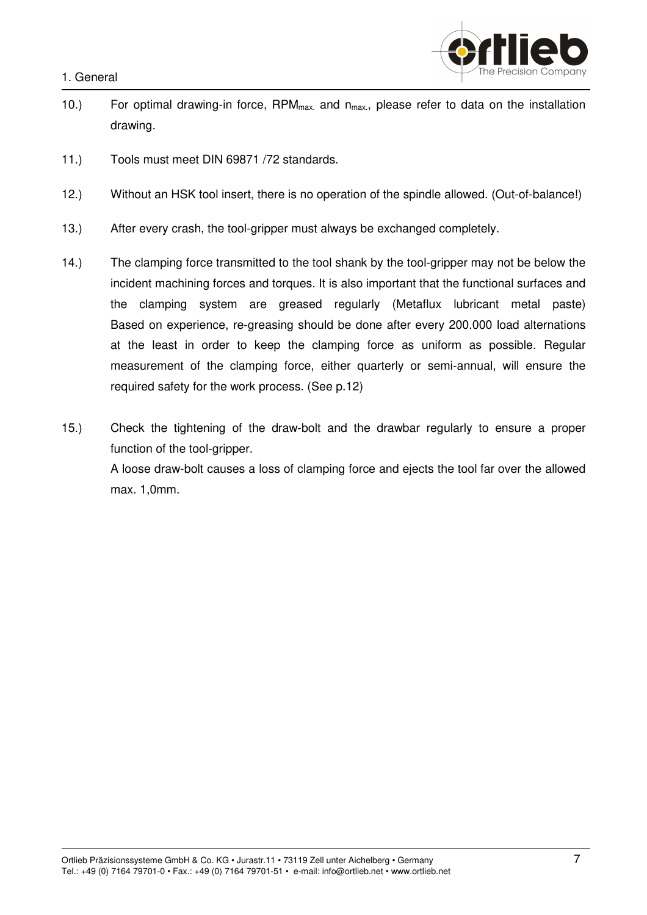10.) For optimal drawing-in force, $RPM_{max.}$ and $n_{max.}$, please refer to data on the installation drawing.

11.) Tools must meet DIN 69871 /72 standards.

12.) Without an HSK tool insert, there is no operation of the spindle allowed. (Out-of-balance!)

13.) After every crash, the tool-gripper must always be exchanged completely.

14.) The clamping force transmitted to the tool shank by the tool-gripper may not be below the incident machining forces and torques. It is also important that the functional surfaces and the clamping system are greased regularly (Metaflux lubricant metal paste) Based on experience, re-greasing should be done after every 200.000 load alternations at the least in order to keep the clamping force as uniform as possible. Regular measurement of the clamping force, either quarterly or semi-annual, will ensure the required safety for the work process. (See p.12)

15.) Check the tightening of the draw-bolt and the drawbar regularly to ensure a proper function of the tool-gripper.
A loose draw-bolt causes a loss of clamping force and ejects the tool far over the allowed max. 1,0mm.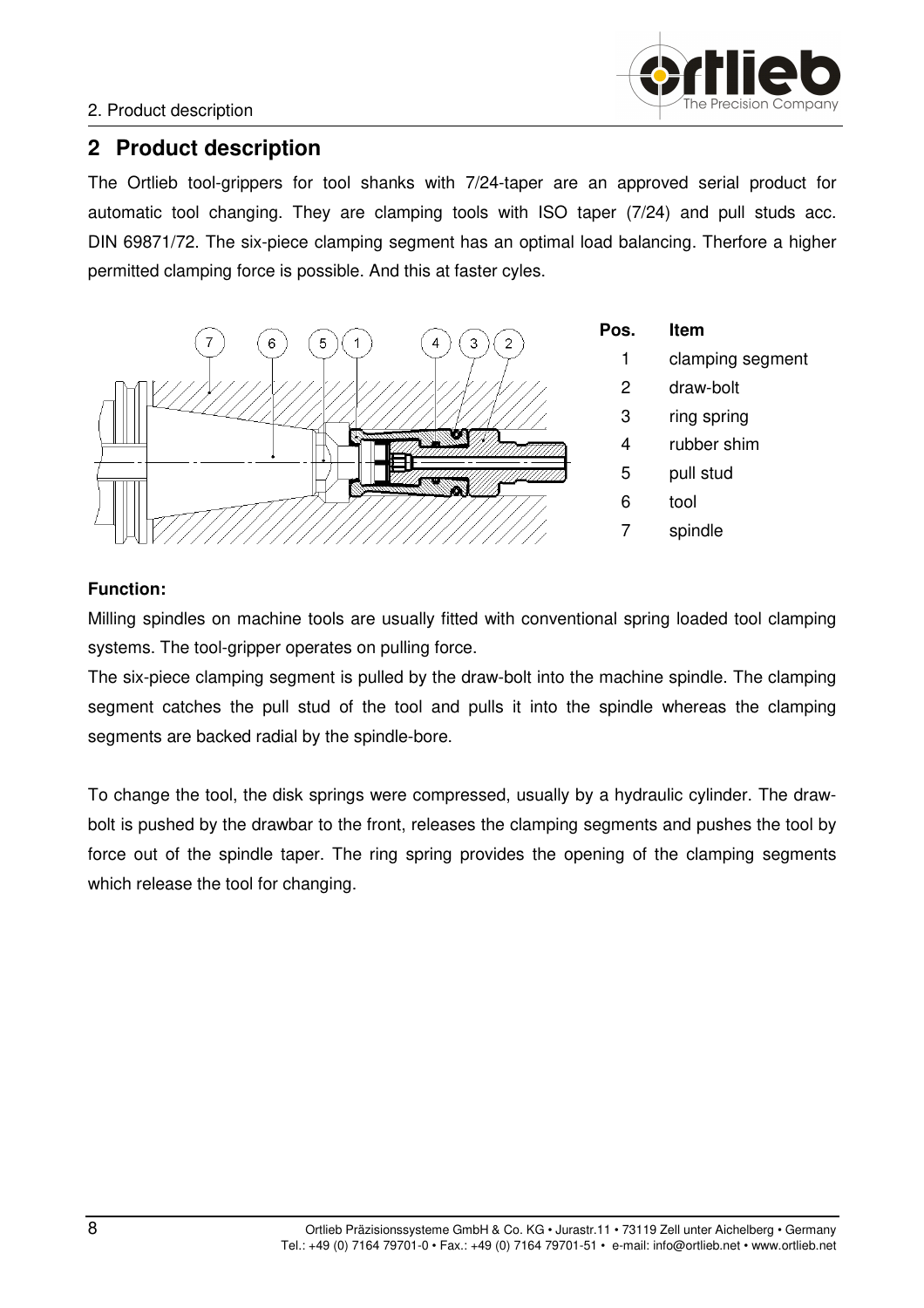## 2 Product description

The Ortlieb tool-grippers for tool shanks with 7/24-taper are an approved serial product for automatic tool changing. They are clamping tools with ISO taper (7/24) and pull studs acc. DIN 69871/72. The six-piece clamping segment has an optimal load balancing. Therfore a higher permitted clamping force is possible. And this at faster cyles.

| Pos. | Item |
|---|---|
| 1 | clamping segment |
| 2 | draw-bolt |
| 3 | ring spring |
| 4 | rubber shim |
| 5 | pull stud |
| 6 | tool |
| 7 | spindle |

**Function:**

Milling spindles on machine tools are usually fitted with conventional spring loaded tool clamping systems. The tool-gripper operates on pulling force.

The six-piece clamping segment is pulled by the draw-bolt into the machine spindle. The clamping segment catches the pull stud of the tool and pulls it into the spindle whereas the clamping segments are backed radial by the spindle-bore.

To change the tool, the disk springs were compressed, usually by a hydraulic cylinder. The draw-bolt is pushed by the drawbar to the front, releases the clamping segments and pushes the tool by force out of the spindle taper. The ring spring provides the opening of the clamping segments which release the tool for changing.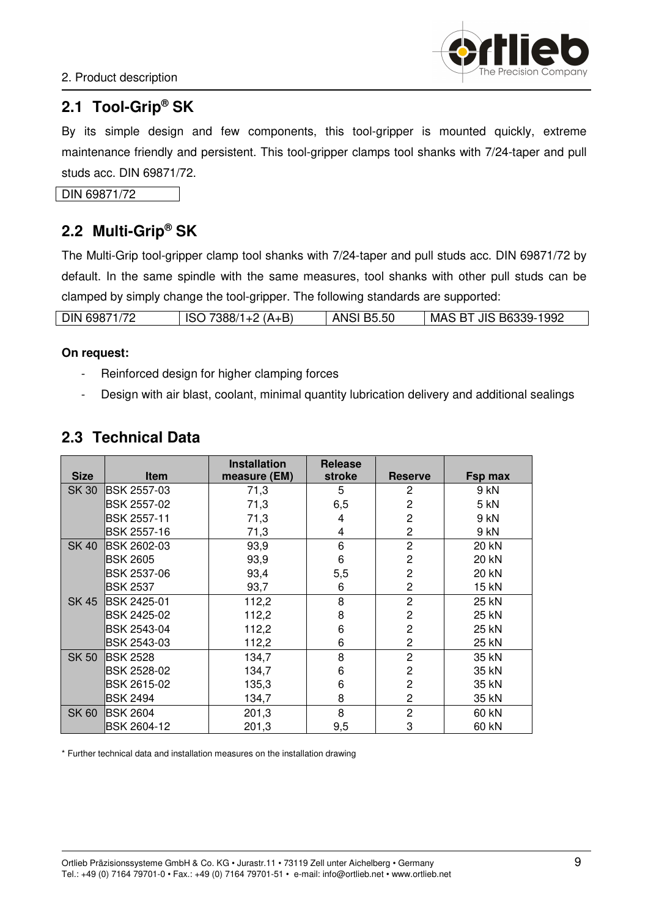## 2.1 Tool-Grip® SK

By its simple design and few components, this tool-gripper is mounted quickly, extreme maintenance friendly and persistent. This tool-gripper clamps tool shanks with 7/24-taper and pull studs acc. DIN 69871/72.

| DIN 69871/72 |
|---|

## 2.2 Multi-Grip® SK

The Multi-Grip tool-gripper clamp tool shanks with 7/24-taper and pull studs acc. DIN 69871/72 by default. In the same spindle with the same measures, tool shanks with other pull studs can be clamped by simply change the tool-gripper. The following standards are supported:

| DIN 69871/72 | ISO 7388/1+2 (A+B) | ANSI B5.50 | MAS BT JIS B6339-1992 |
|---|---|---|---|

**On request:**

- Reinforced design for higher clamping forces
- Design with air blast, coolant, minimal quantity lubrication delivery and additional sealings

## 2.3 Technical Data

| Size | Item | Installation measure (EM) | Release stroke | Reserve | Fsp max |
|---|---|---|---|---|---|
| SK 30 | BSK 2557-03 | 71,3 | 5 | 2 | 9 kN |
| | BSK 2557-02 | 71,3 | 6,5 | 2 | 5 kN |
| | BSK 2557-11 | 71,3 | 4 | 2 | 9 kN |
| | BSK 2557-16 | 71,3 | 4 | 2 | 9 kN |
| SK 40 | BSK 2602-03 | 93,9 | 6 | 2 | 20 kN |
| | BSK 2605 | 93,9 | 6 | 2 | 20 kN |
| | BSK 2537-06 | 93,4 | 5,5 | 2 | 20 kN |
| | BSK 2537 | 93,7 | 6 | 2 | 15 kN |
| SK 45 | BSK 2425-01 | 112,2 | 8 | 2 | 25 kN |
| | BSK 2425-02 | 112,2 | 8 | 2 | 25 kN |
| | BSK 2543-04 | 112,2 | 6 | 2 | 25 kN |
| | BSK 2543-03 | 112,2 | 6 | 2 | 25 kN |
| SK 50 | BSK 2528 | 134,7 | 8 | 2 | 35 kN |
| | BSK 2528-02 | 134,7 | 6 | 2 | 35 kN |
| | BSK 2615-02 | 135,3 | 6 | 2 | 35 kN |
| | BSK 2494 | 134,7 | 8 | 2 | 35 kN |
| SK 60 | BSK 2604 | 201,3 | 8 | 2 | 60 kN |
| | BSK 2604-12 | 201,3 | 9,5 | 3 | 60 kN |

* Further technical data and installation measures on the installation drawing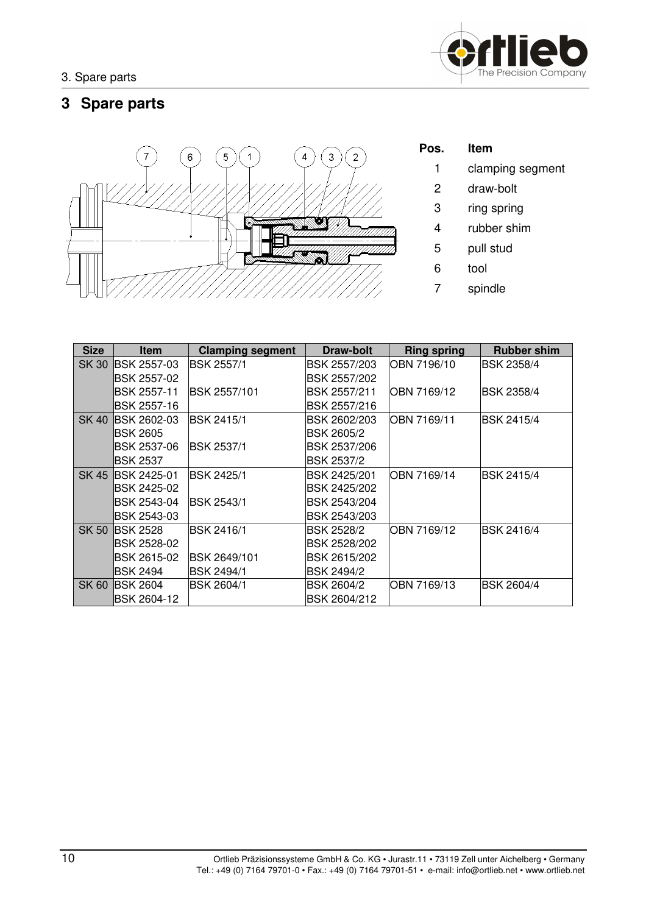# 3 Spare parts

| Pos. | Item |
|---|---|
| 1 | clamping segment |
| 2 | draw-bolt |
| 3 | ring spring |
| 4 | rubber shim |
| 5 | pull stud |
| 6 | tool |
| 7 | spindle |

| Size | Item | Clamping segment | Draw-bolt | Ring spring | Rubber shim |
|---|---|---|---|---|---|
| SK 30 | BSK 2557-03 | BSK 2557/1 | BSK 2557/203 | OBN 7196/10 | BSK 2358/4 |
| | BSK 2557-02 | | BSK 2557/202 | | |
| | BSK 2557-11 | BSK 2557/101 | BSK 2557/211 | OBN 7169/12 | BSK 2358/4 |
| | BSK 2557-16 | | BSK 2557/216 | | |
| SK 40 | BSK 2602-03 | BSK 2415/1 | BSK 2602/203 | OBN 7169/11 | BSK 2415/4 |
| | BSK 2605 | | BSK 2605/2 | | |
| | BSK 2537-06 | BSK 2537/1 | BSK 2537/206 | | |
| | BSK 2537 | | BSK 2537/2 | | |
| SK 45 | BSK 2425-01 | BSK 2425/1 | BSK 2425/201 | OBN 7169/14 | BSK 2415/4 |
| | BSK 2425-02 | | BSK 2425/202 | | |
| | BSK 2543-04 | BSK 2543/1 | BSK 2543/204 | | |
| | BSK 2543-03 | | BSK 2543/203 | | |
| SK 50 | BSK 2528 | BSK 2416/1 | BSK 2528/2 | OBN 7169/12 | BSK 2416/4 |
| | BSK 2528-02 | | BSK 2528/202 | | |
| | BSK 2615-02 | BSK 2649/101 | BSK 2615/202 | | |
| | BSK 2494 | BSK 2494/1 | BSK 2494/2 | | |
| SK 60 | BSK 2604 | BSK 2604/1 | BSK 2604/2 | OBN 7169/13 | BSK 2604/4 |
| | BSK 2604-12 | | BSK 2604/212 | | |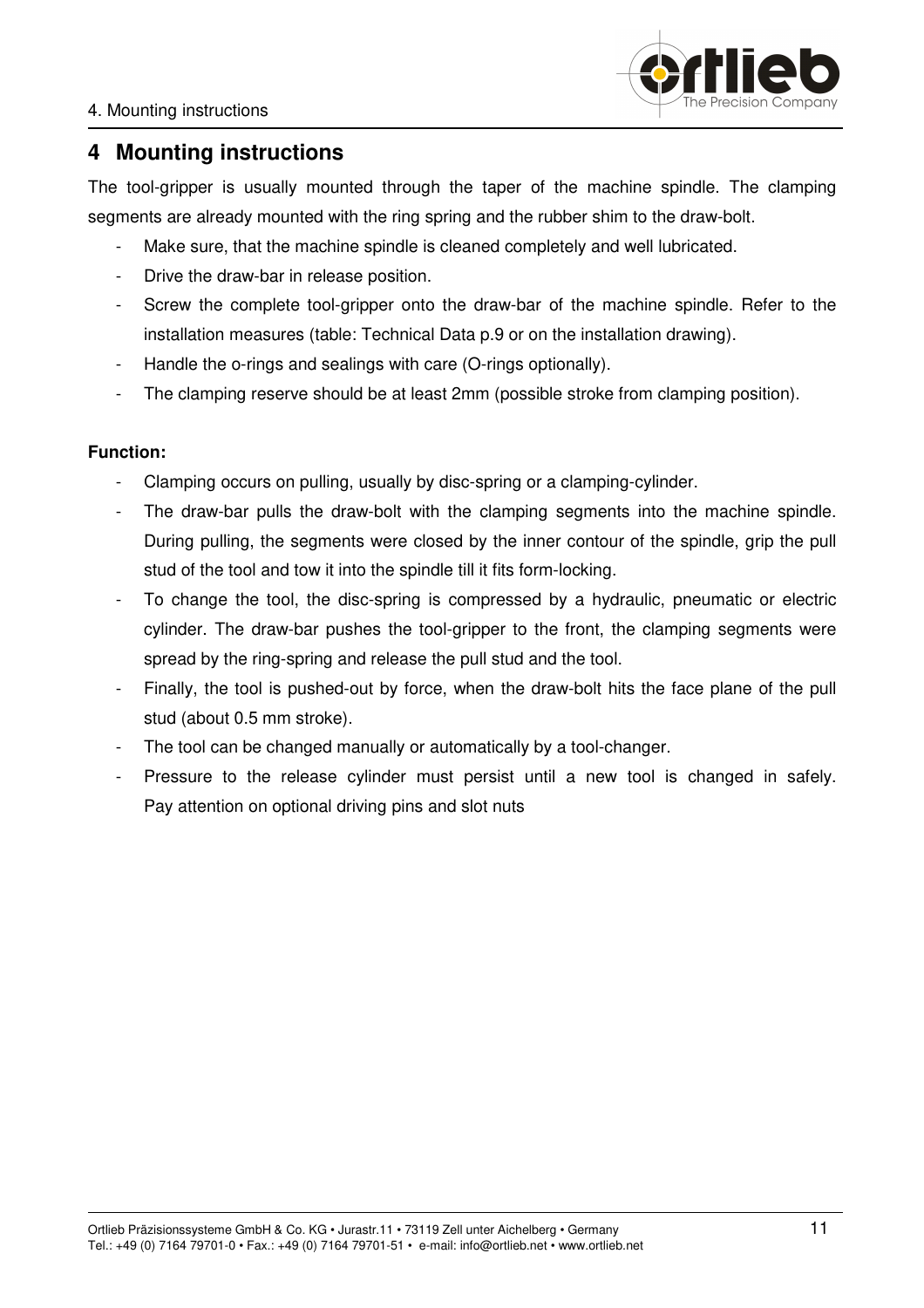# 4 Mounting instructions

The tool-gripper is usually mounted through the taper of the machine spindle. The clamping segments are already mounted with the ring spring and the rubber shim to the draw-bolt.

- Make sure, that the machine spindle is cleaned completely and well lubricated.
- Drive the draw-bar in release position.
- Screw the complete tool-gripper onto the draw-bar of the machine spindle. Refer to the installation measures (table: Technical Data p.9 or on the installation drawing).
- Handle the o-rings and sealings with care (O-rings optionally).
- The clamping reserve should be at least 2mm (possible stroke from clamping position).

**Function:**

- Clamping occurs on pulling, usually by disc-spring or a clamping-cylinder.
- The draw-bar pulls the draw-bolt with the clamping segments into the machine spindle. During pulling, the segments were closed by the inner contour of the spindle, grip the pull stud of the tool and tow it into the spindle till it fits form-locking.
- To change the tool, the disc-spring is compressed by a hydraulic, pneumatic or electric cylinder. The draw-bar pushes the tool-gripper to the front, the clamping segments were spread by the ring-spring and release the pull stud and the tool.
- Finally, the tool is pushed-out by force, when the draw-bolt hits the face plane of the pull stud (about 0.5 mm stroke).
- The tool can be changed manually or automatically by a tool-changer.
- Pressure to the release cylinder must persist until a new tool is changed in safely. Pay attention on optional driving pins and slot nuts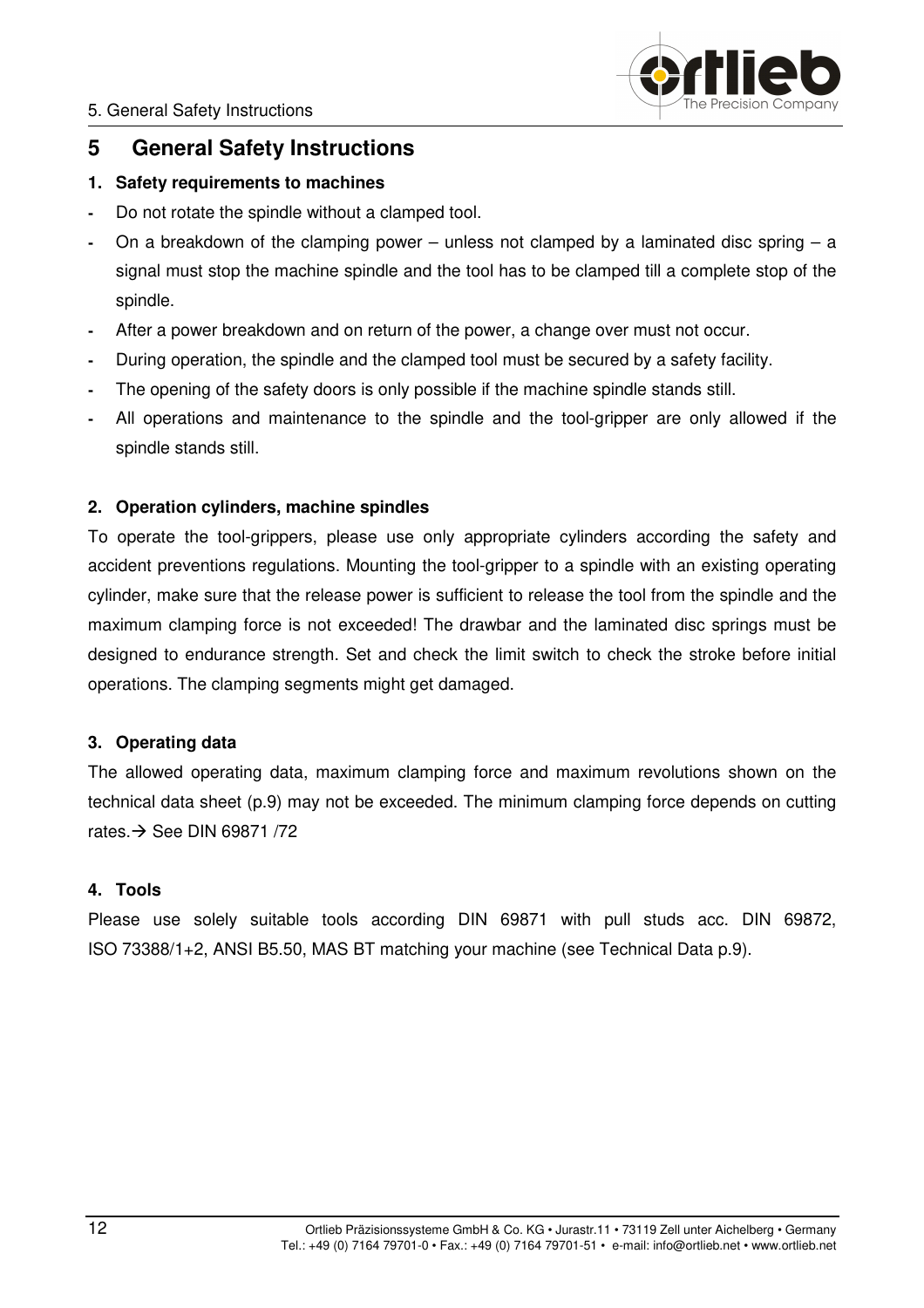# 5 General Safety Instructions

**1. Safety requirements to machines**

- Do not rotate the spindle without a clamped tool.
- On a breakdown of the clamping power – unless not clamped by a laminated disc spring – a signal must stop the machine spindle and the tool has to be clamped till a complete stop of the spindle.
- After a power breakdown and on return of the power, a change over must not occur.
- During operation, the spindle and the clamped tool must be secured by a safety facility.
- The opening of the safety doors is only possible if the machine spindle stands still.
- All operations and maintenance to the spindle and the tool-gripper are only allowed if the spindle stands still.

**2. Operation cylinders, machine spindles**

To operate the tool-grippers, please use only appropriate cylinders according the safety and accident preventions regulations. Mounting the tool-gripper to a spindle with an existing operating cylinder, make sure that the release power is sufficient to release the tool from the spindle and the maximum clamping force is not exceeded! The drawbar and the laminated disc springs must be designed to endurance strength. Set and check the limit switch to check the stroke before initial operations. The clamping segments might get damaged.

**3. Operating data**

The allowed operating data, maximum clamping force and maximum revolutions shown on the technical data sheet (p.9) may not be exceeded. The minimum clamping force depends on cutting rates.→ See DIN 69871 /72

**4. Tools**

Please use solely suitable tools according DIN 69871 with pull studs acc. DIN 69872, ISO 73388/1+2, ANSI B5.50, MAS BT matching your machine (see Technical Data p.9).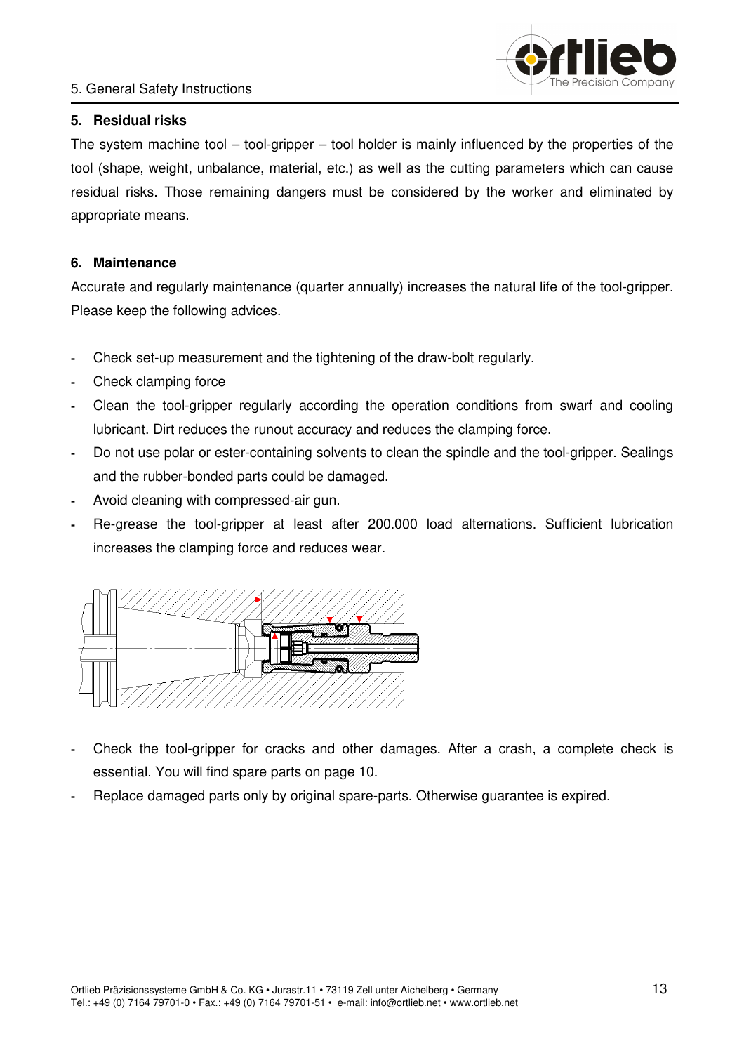## 5. Residual risks

The system machine tool – tool-gripper – tool holder is mainly influenced by the properties of the tool (shape, weight, unbalance, material, etc.) as well as the cutting parameters which can cause residual risks. Those remaining dangers must be considered by the worker and eliminated by appropriate means.

## 6. Maintenance

Accurate and regularly maintenance (quarter annually) increases the natural life of the tool-gripper. Please keep the following advices.

- Check set-up measurement and the tightening of the draw-bolt regularly.
- Check clamping force
- Clean the tool-gripper regularly according the operation conditions from swarf and cooling lubricant. Dirt reduces the runout accuracy and reduces the clamping force.
- Do not use polar or ester-containing solvents to clean the spindle and the tool-gripper. Sealings and the rubber-bonded parts could be damaged.
- Avoid cleaning with compressed-air gun.
- Re-grease the tool-gripper at least after 200.000 load alternations. Sufficient lubrication increases the clamping force and reduces wear.

- Check the tool-gripper for cracks and other damages. After a crash, a complete check is essential. You will find spare parts on page 10.
- Replace damaged parts only by original spare-parts. Otherwise guarantee is expired.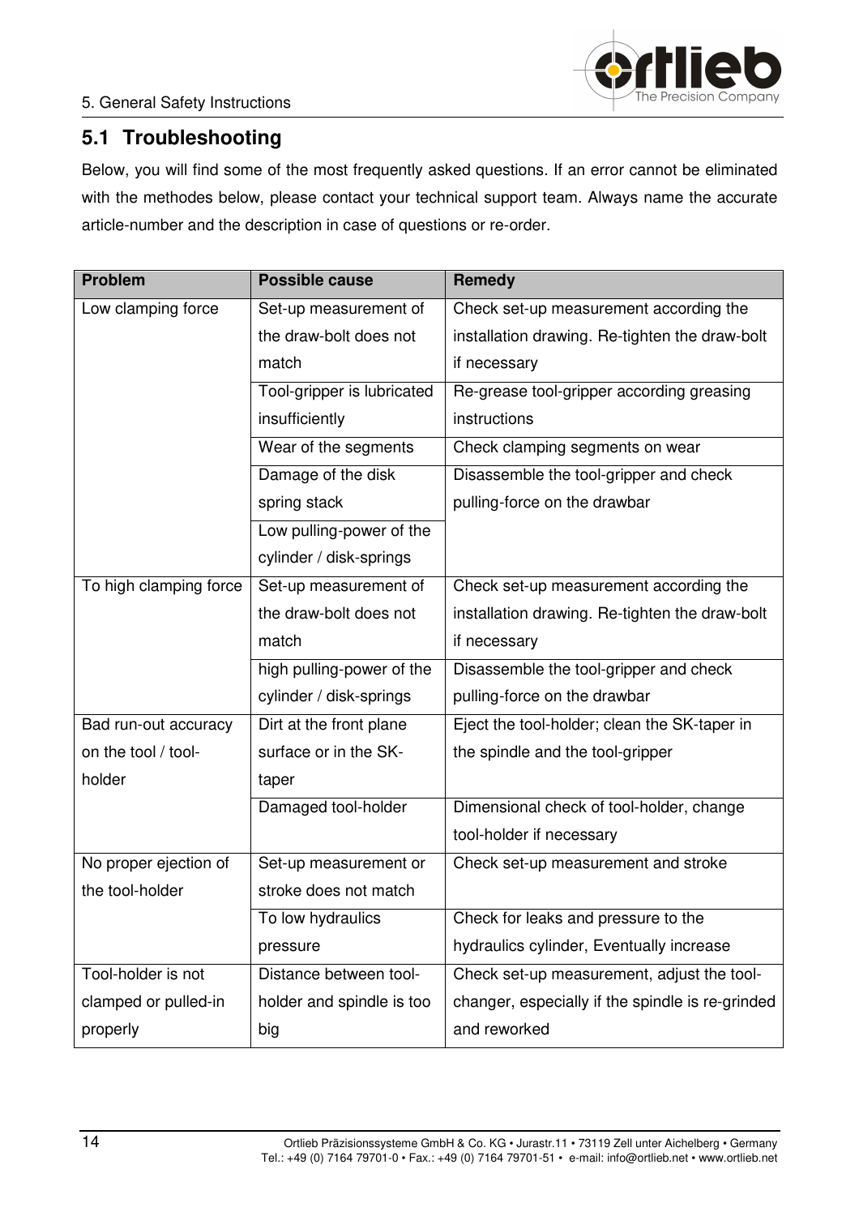## 5.1 Troubleshooting

Below, you will find some of the most frequently asked questions. If an error cannot be eliminated with the methodes below, please contact your technical support team. Always name the accurate article-number and the description in case of questions or re-order.

| Problem | Possible cause | Remedy |
|---|---|---|
| Low clamping force | Set-up measurement of the draw-bolt does not match | Check set-up measurement according the installation drawing. Re-tighten the draw-bolt if necessary |
| | Tool-gripper is lubricated insufficiently | Re-grease tool-gripper according greasing instructions |
| | Wear of the segments | Check clamping segments on wear |
| | Damage of the disk spring stack | Disassemble the tool-gripper and check pulling-force on the drawbar |
| | Low pulling-power of the cylinder / disk-springs | |
| To high clamping force | Set-up measurement of the draw-bolt does not match | Check set-up measurement according the installation drawing. Re-tighten the draw-bolt if necessary |
| | high pulling-power of the cylinder / disk-springs | Disassemble the tool-gripper and check pulling-force on the drawbar |
| Bad run-out accuracy on the tool / tool-holder | Dirt at the front plane surface or in the SK-taper | Eject the tool-holder; clean the SK-taper in the spindle and the tool-gripper |
| | Damaged tool-holder | Dimensional check of tool-holder, change tool-holder if necessary |
| No proper ejection of the tool-holder | Set-up measurement or stroke does not match | Check set-up measurement and stroke |
| | To low hydraulics pressure | Check for leaks and pressure to the hydraulics cylinder, Eventually increase |
| Tool-holder is not clamped or pulled-in properly | Distance between tool-holder and spindle is too big | Check set-up measurement, adjust the tool-changer, especially if the spindle is re-grinded and reworked |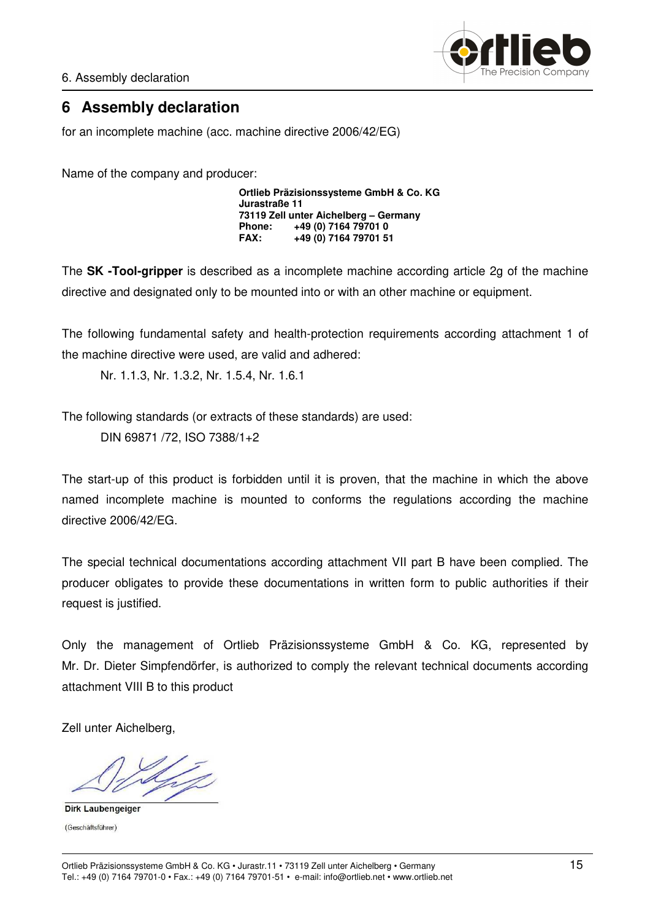# 6 Assembly declaration

for an incomplete machine (acc. machine directive 2006/42/EG)

Name of the company and producer:

**Ortlieb Präzisionssysteme GmbH & Co. KG**
**Jurastraße 11**
**73119 Zell unter Aichelberg – Germany**
**Phone: +49 (0) 7164 79701 0**
**FAX: +49 (0) 7164 79701 51**

The **SK -Tool-gripper** is described as a incomplete machine according article 2g of the machine directive and designated only to be mounted into or with an other machine or equipment.

The following fundamental safety and health-protection requirements according attachment 1 of the machine directive were used, are valid and adhered:

Nr. 1.1.3, Nr. 1.3.2, Nr. 1.5.4, Nr. 1.6.1

The following standards (or extracts of these standards) are used:

DIN 69871 /72, ISO 7388/1+2

The start-up of this product is forbidden until it is proven, that the machine in which the above named incomplete machine is mounted to conforms the regulations according the machine directive 2006/42/EG.

The special technical documentations according attachment VII part B have been complied. The producer obligates to provide these documentations in written form to public authorities if their request is justified.

Only the management of Ortlieb Präzisionssysteme GmbH & Co. KG, represented by Mr. Dr. Dieter Simpfendörfer, is authorized to comply the relevant technical documents according attachment VIII B to this product

Zell unter Aichelberg,

**Dirk Laubengeiger**
(Geschäftsführer)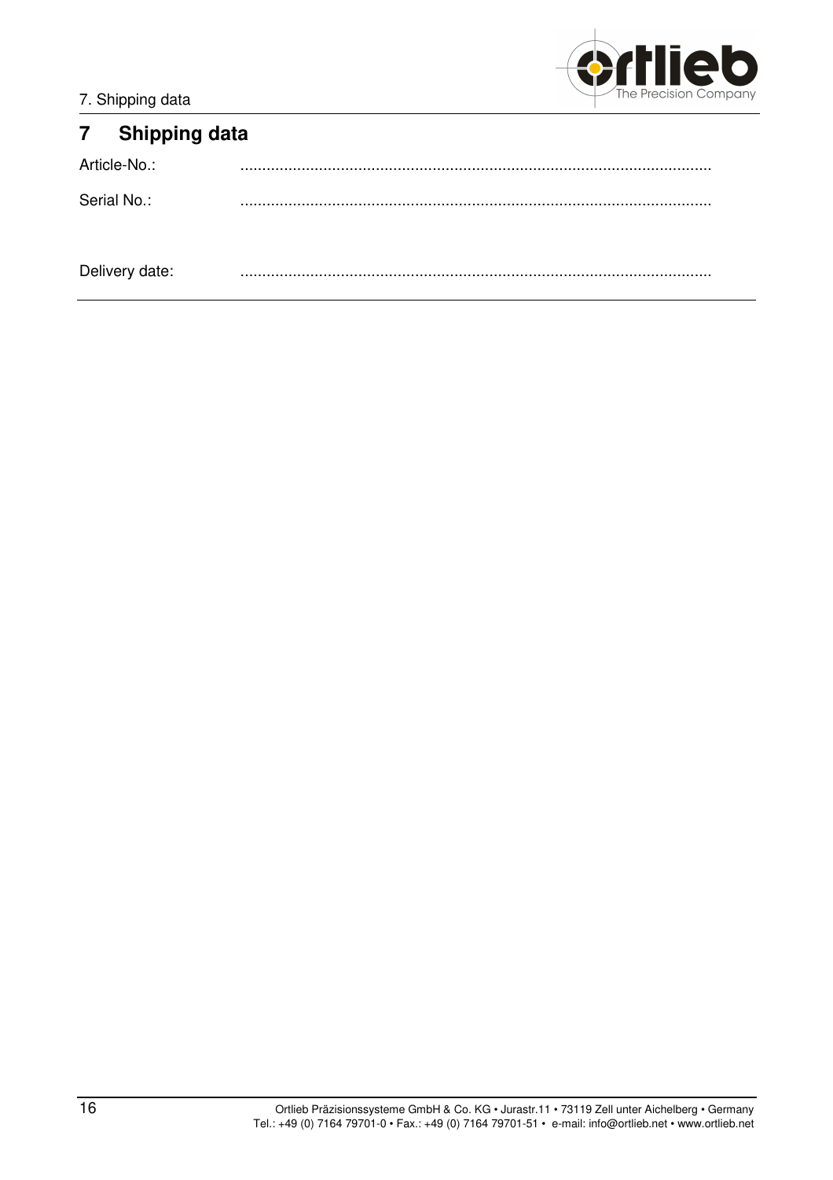# 7 Shipping data

Article-No.: ..........................................................................................................

Serial No.: ..........................................................................................................

Delivery date: ..........................................................................................................